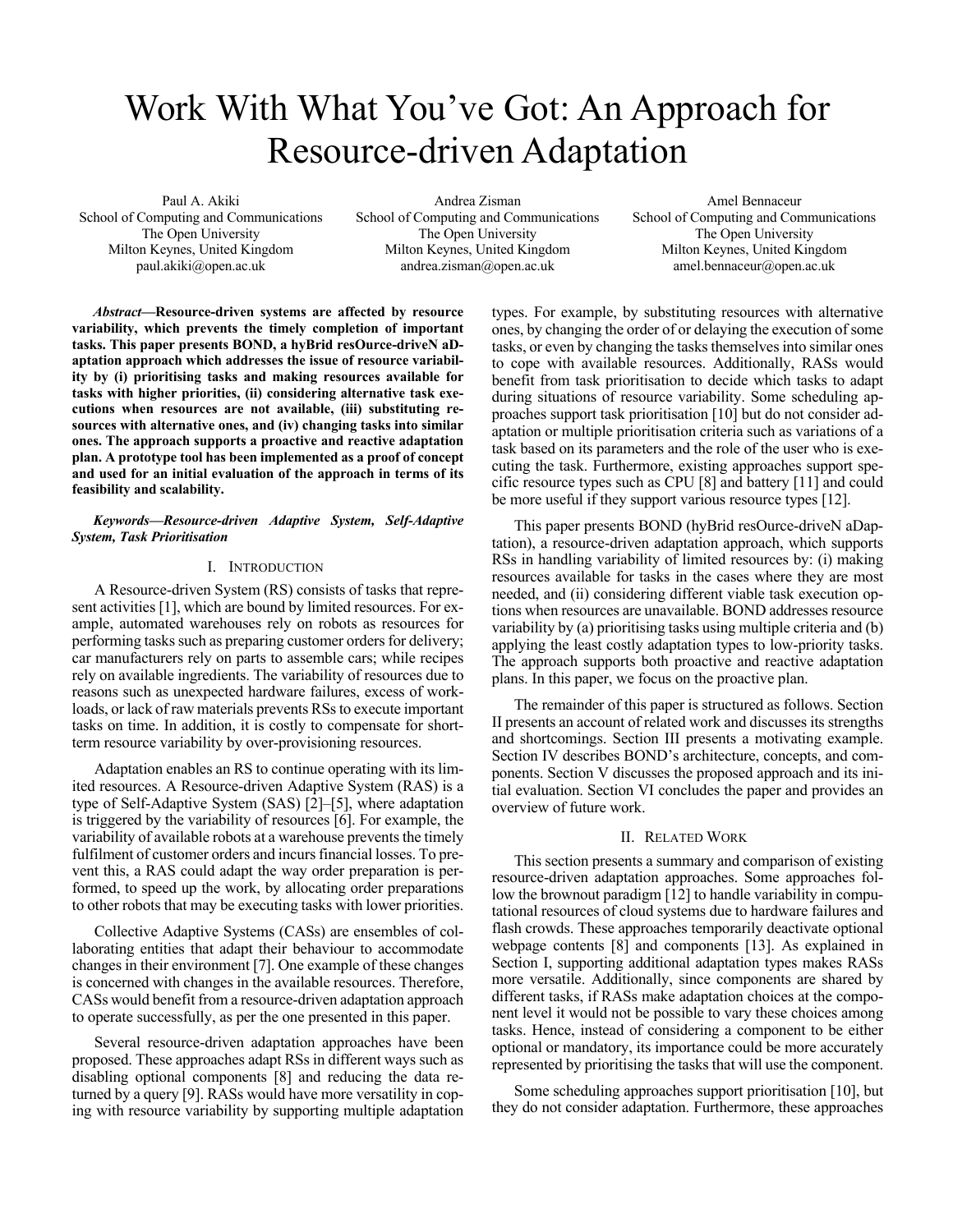# Work With What You've Got: An Approach for Resource-driven Adaptation

Paul A. Akiki
School of Computing and Communications
The Open University
Milton Keynes, United Kingdom
paul.akiki@open.ac.uk

Andrea Zisman
School of Computing and Communications
The Open University
Milton Keynes, United Kingdom
andrea.zisman@open.ac.uk

Amel Bennaceur
School of Computing and Communications
The Open University
Milton Keynes, United Kingdom
amel.bennaceur@open.ac.uk

***Abstract*—Resource-driven systems are affected by resource variability, which prevents the timely completion of important tasks. This paper presents BOND, a hyBrid resOurce-driveN aDaptation approach which addresses the issue of resource variability by (i) prioritising tasks and making resources available for tasks with higher priorities, (ii) considering alternative task executions when resources are not available, (iii) substituting resources with alternative ones, and (iv) changing tasks into similar ones. The approach supports a proactive and reactive adaptation plan. A prototype tool has been implemented as a proof of concept and used for an initial evaluation of the approach in terms of its feasibility and scalability.**

***Keywords*—Resource-driven Adaptive System, Self-Adaptive System, Task Prioritisation**

## I. Introduction

A Resource-driven System (RS) consists of tasks that represent activities [1], which are bound by limited resources. For example, automated warehouses rely on robots as resources for performing tasks such as preparing customer orders for delivery; car manufacturers rely on parts to assemble cars; while recipes rely on available ingredients. The variability of resources due to reasons such as unexpected hardware failures, excess of workloads, or lack of raw materials prevents RSs to execute important tasks on time. In addition, it is costly to compensate for short-term resource variability by over-provisioning resources.

Adaptation enables an RS to continue operating with its limited resources. A Resource-driven Adaptive System (RAS) is a type of Self-Adaptive System (SAS) [2]–[5], where adaptation is triggered by the variability of resources [6]. For example, the variability of available robots at a warehouse prevents the timely fulfilment of customer orders and incurs financial losses. To prevent this, a RAS could adapt the way order preparation is performed, to speed up the work, by allocating order preparations to other robots that may be executing tasks with lower priorities.

Collective Adaptive Systems (CASs) are ensembles of collaborating entities that adapt their behaviour to accommodate changes in their environment [7]. One example of these changes is concerned with changes in the available resources. Therefore, CASs would benefit from a resource-driven adaptation approach to operate successfully, as per the one presented in this paper.

Several resource-driven adaptation approaches have been proposed. These approaches adapt RSs in different ways such as disabling optional components [8] and reducing the data returned by a query [9]. RASs would have more versatility in coping with resource variability by supporting multiple adaptation types. For example, by substituting resources with alternative ones, by changing the order of or delaying the execution of some tasks, or even by changing the tasks themselves into similar ones to cope with available resources. Additionally, RASs would benefit from task prioritisation to decide which tasks to adapt during situations of resource variability. Some scheduling approaches support task prioritisation [10] but do not consider adaptation or multiple prioritisation criteria such as variations of a task based on its parameters and the role of the user who is executing the task. Furthermore, existing approaches support specific resource types such as CPU [8] and battery [11] and could be more useful if they support various resource types [12].

This paper presents BOND (hyBrid resOurce-driveN aDaptation), a resource-driven adaptation approach, which supports RSs in handling variability of limited resources by: (i) making resources available for tasks in the cases where they are most needed, and (ii) considering different viable task execution options when resources are unavailable. BOND addresses resource variability by (a) prioritising tasks using multiple criteria and (b) applying the least costly adaptation types to low-priority tasks. The approach supports both proactive and reactive adaptation plans. In this paper, we focus on the proactive plan.

The remainder of this paper is structured as follows. Section II presents an account of related work and discusses its strengths and shortcomings. Section III presents a motivating example. Section IV describes BOND's architecture, concepts, and components. Section V discusses the proposed approach and its initial evaluation. Section VI concludes the paper and provides an overview of future work.

## II. Related Work

This section presents a summary and comparison of existing resource-driven adaptation approaches. Some approaches follow the brownout paradigm [12] to handle variability in computational resources of cloud systems due to hardware failures and flash crowds. These approaches temporarily deactivate optional webpage contents [8] and components [13]. As explained in Section I, supporting additional adaptation types makes RASs more versatile. Additionally, since components are shared by different tasks, if RASs make adaptation choices at the component level it would not be possible to vary these choices among tasks. Hence, instead of considering a component to be either optional or mandatory, its importance could be more accurately represented by prioritising the tasks that will use the component.

Some scheduling approaches support prioritisation [10], but they do not consider adaptation. Furthermore, these approaches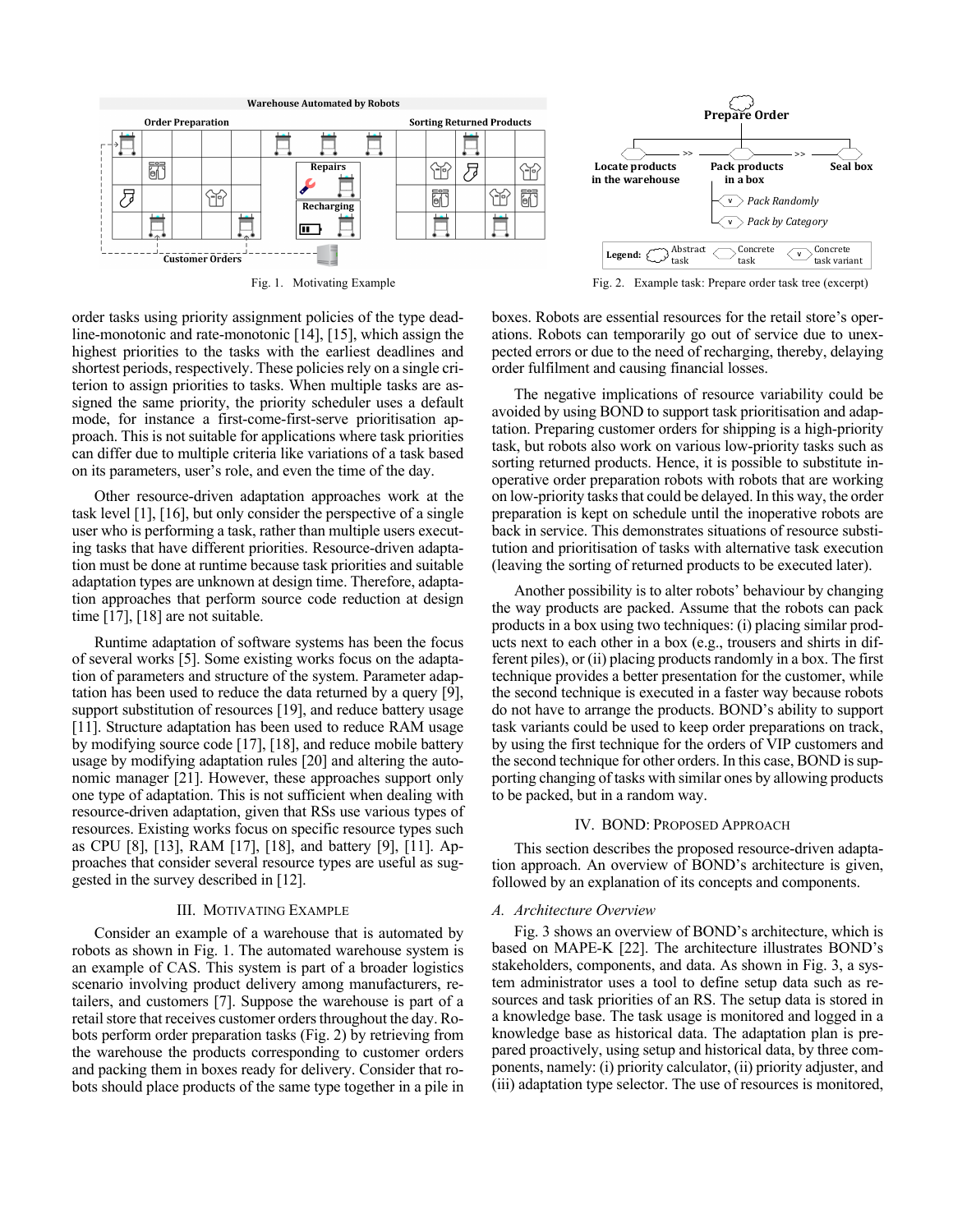Fig. 1. Motivating Example

Fig. 2. Example task: Prepare order task tree (excerpt)

order tasks using priority assignment policies of the type deadline-monotonic and rate-monotonic [14], [15], which assign the highest priorities to the tasks with the earliest deadlines and shortest periods, respectively. These policies rely on a single criterion to assign priorities to tasks. When multiple tasks are assigned the same priority, the priority scheduler uses a default mode, for instance a first-come-first-serve prioritisation approach. This is not suitable for applications where task priorities can differ due to multiple criteria like variations of a task based on its parameters, user's role, and even the time of the day.

Other resource-driven adaptation approaches work at the task level [1], [16], but only consider the perspective of a single user who is performing a task, rather than multiple users executing tasks that have different priorities. Resource-driven adaptation must be done at runtime because task priorities and suitable adaptation types are unknown at design time. Therefore, adaptation approaches that perform source code reduction at design time [17], [18] are not suitable.

Runtime adaptation of software systems has been the focus of several works [5]. Some existing works focus on the adaptation of parameters and structure of the system. Parameter adaptation has been used to reduce the data returned by a query [9], support substitution of resources [19], and reduce battery usage [11]. Structure adaptation has been used to reduce RAM usage by modifying source code [17], [18], and reduce mobile battery usage by modifying adaptation rules [20] and altering the autonomic manager [21]. However, these approaches support only one type of adaptation. This is not sufficient when dealing with resource-driven adaptation, given that RSs use various types of resources. Existing works focus on specific resource types such as CPU [8], [13], RAM [17], [18], and battery [9], [11]. Approaches that consider several resource types are useful as suggested in the survey described in [12].

## III. Motivating Example

Consider an example of a warehouse that is automated by robots as shown in Fig. 1. The automated warehouse system is an example of CAS. This system is part of a broader logistics scenario involving product delivery among manufacturers, retailers, and customers [7]. Suppose the warehouse is part of a retail store that receives customer orders throughout the day. Robots perform order preparation tasks (Fig. 2) by retrieving from the warehouse the products corresponding to customer orders and packing them in boxes ready for delivery. Consider that robots should place products of the same type together in a pile in boxes. Robots are essential resources for the retail store's operations. Robots can temporarily go out of service due to unexpected errors or due to the need of recharging, thereby, delaying order fulfilment and causing financial losses.

The negative implications of resource variability could be avoided by using BOND to support task prioritisation and adaptation. Preparing customer orders for shipping is a high-priority task, but robots also work on various low-priority tasks such as sorting returned products. Hence, it is possible to substitute inoperative order preparation robots with robots that are working on low-priority tasks that could be delayed. In this way, the order preparation is kept on schedule until the inoperative robots are back in service. This demonstrates situations of resource substitution and prioritisation of tasks with alternative task execution (leaving the sorting of returned products to be executed later).

Another possibility is to alter robots' behaviour by changing the way products are packed. Assume that the robots can pack products in a box using two techniques: (i) placing similar products next to each other in a box (e.g., trousers and shirts in different piles), or (ii) placing products randomly in a box. The first technique provides a better presentation for the customer, while the second technique is executed in a faster way because robots do not have to arrange the products. BOND's ability to support task variants could be used to keep order preparations on track, by using the first technique for the orders of VIP customers and the second technique for other orders. In this case, BOND is supporting changing of tasks with similar ones by allowing products to be packed, but in a random way.

## IV. BOND: Proposed Approach

This section describes the proposed resource-driven adaptation approach. An overview of BOND's architecture is given, followed by an explanation of its concepts and components.

### A. Architecture Overview

Fig. 3 shows an overview of BOND's architecture, which is based on MAPE-K [22]. The architecture illustrates BOND's stakeholders, components, and data. As shown in Fig. 3, a system administrator uses a tool to define setup data such as resources and task priorities of an RS. The setup data is stored in a knowledge base. The task usage is monitored and logged in a knowledge base as historical data. The adaptation plan is prepared proactively, using setup and historical data, by three components, namely: (i) priority calculator, (ii) priority adjuster, and (iii) adaptation type selector. The use of resources is monitored,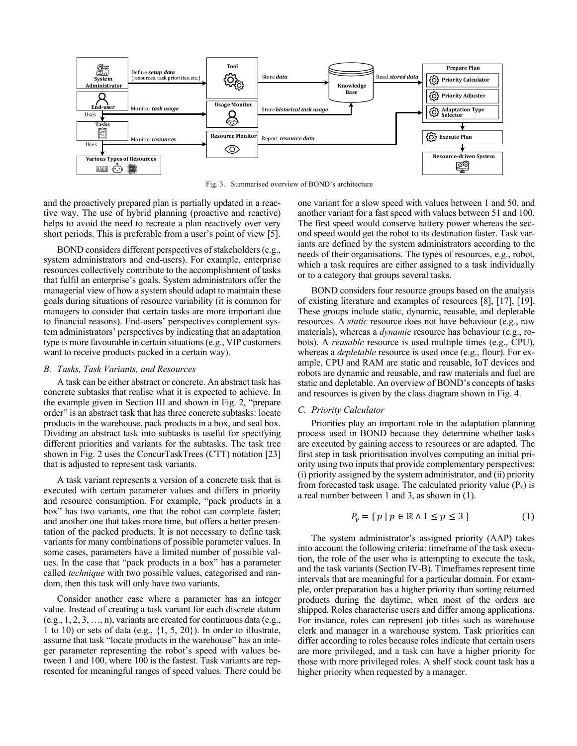Fig. 3. Summarised overview of BOND's architecture

and the proactively prepared plan is partially updated in a reactive way. The use of hybrid planning (proactive and reactive) helps to avoid the need to recreate a plan reactively over very short periods. This is preferable from a user's point of view [5].

BOND considers different perspectives of stakeholders (e.g., system administrators and end-users). For example, enterprise resources collectively contribute to the accomplishment of tasks that fulfil an enterprise's goals. System administrators offer the managerial view of how a system should adapt to maintain these goals during situations of resource variability (it is common for managers to consider that certain tasks are more important due to financial reasons). End-users' perspectives complement system administrators' perspectives by indicating that an adaptation type is more favourable in certain situations (e.g., VIP customers want to receive products packed in a certain way).

### *B. Tasks, Task Variants, and Resources*

A task can be either abstract or concrete. An abstract task has concrete subtasks that realise what it is expected to achieve. In the example given in Section III and shown in Fig. 2, "prepare order" is an abstract task that has three concrete subtasks: locate products in the warehouse, pack products in a box, and seal box. Dividing an abstract task into subtasks is useful for specifying different priorities and variants for the subtasks. The task tree shown in Fig. 2 uses the ConcurTaskTrees (CTT) notation [23] that is adjusted to represent task variants.

A task variant represents a version of a concrete task that is executed with certain parameter values and differs in priority and resource consumption. For example, "pack products in a box" has two variants, one that the robot can complete faster; and another one that takes more time, but offers a better presentation of the packed products. It is not necessary to define task variants for many combinations of possible parameter values. In some cases, parameters have a limited number of possible values. In the case that "pack products in a box" has a parameter called *technique* with two possible values, categorised and random, then this task will only have two variants.

Consider another case where a parameter has an integer value. Instead of creating a task variant for each discrete datum (e.g., 1, 2, 3, …, n), variants are created for continuous data (e.g., 1 to 10) or sets of data (e.g., {1, 5, 20}). In order to illustrate, assume that task "locate products in the warehouse" has an integer parameter representing the robot's speed with values between 1 and 100, where 100 is the fastest. Task variants are represented for meaningful ranges of speed values. There could be one variant for a slow speed with values between 1 and 50, and another variant for a fast speed with values between 51 and 100. The first speed would conserve battery power whereas the second speed would get the robot to its destination faster. Task variants are defined by the system administrators according to the needs of their organisations. The types of resources, e.g., robot, which a task requires are either assigned to a task individually or to a category that groups several tasks.

BOND considers four resource groups based on the analysis of existing literature and examples of resources [8], [17], [19]. These groups include static, dynamic, reusable, and depletable resources. A *static* resource does not have behaviour (e.g., raw materials), whereas a *dynamic* resource has behaviour (e.g., robots). A *reusable* resource is used multiple times (e.g., CPU), whereas a *depletable* resource is used once (e.g., flour). For example, CPU and RAM are static and reusable, IoT devices and robots are dynamic and reusable, and raw materials and fuel are static and depletable. An overview of BOND's concepts of tasks and resources is given by the class diagram shown in Fig. 4.

### *C. Priority Calculator*

Priorities play an important role in the adaptation planning process used in BOND because they determine whether tasks are executed by gaining access to resources or are adapted. The first step in task prioritisation involves computing an initial priority using two inputs that provide complementary perspectives: (i) priority assigned by the system administrator, and (ii) priority from forecasted task usage. The calculated priority value ($P_v$) is a real number between 1 and 3, as shown in (1).

$$P_v = \{\, p \mid p \in \mathbb{R} \wedge 1 \leq p \leq 3 \,\} \tag{1}$$

The system administrator's assigned priority (AAP) takes into account the following criteria: timeframe of the task execution, the role of the user who is attempting to execute the task, and the task variants (Section IV-B). Timeframes represent time intervals that are meaningful for a particular domain. For example, order preparation has a higher priority than sorting returned products during the daytime, when most of the orders are shipped. Roles characterise users and differ among applications. For instance, roles can represent job titles such as warehouse clerk and manager in a warehouse system. Task priorities can differ according to roles because roles indicate that certain users are more privileged, and a task can have a higher priority for those with more privileged roles. A shelf stock count task has a higher priority when requested by a manager.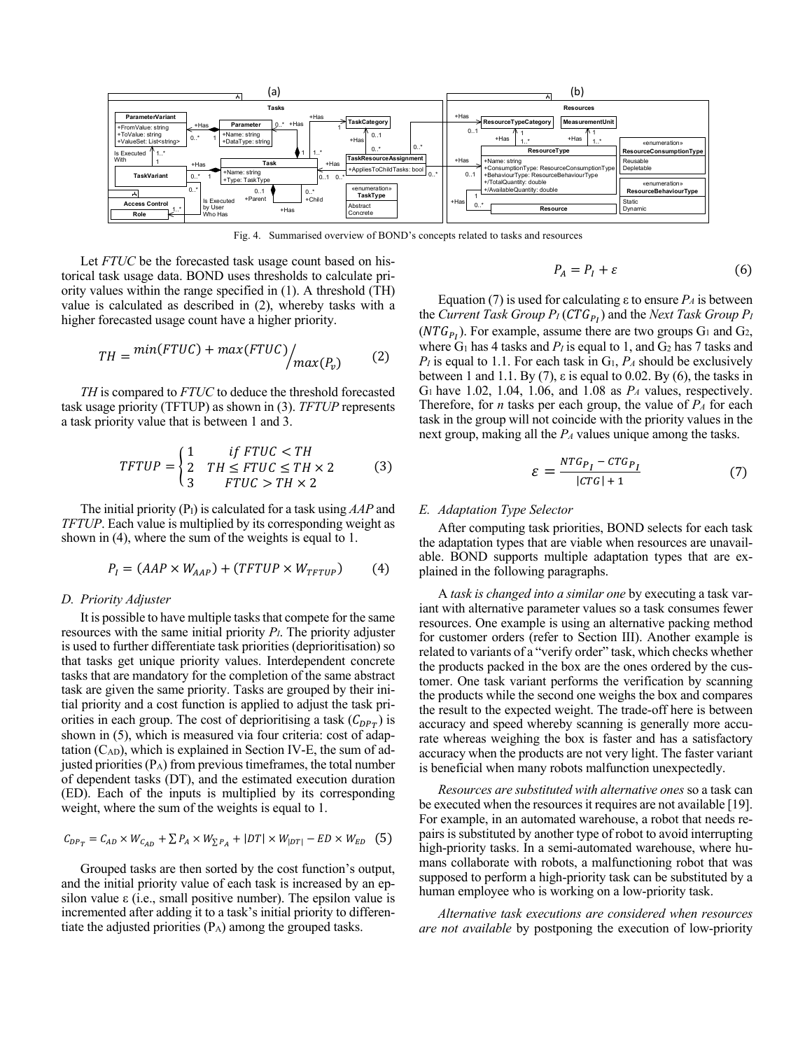Fig. 4. Summarised overview of BOND's concepts related to tasks and resources

Let *FTUC* be the forecasted task usage count based on historical task usage data. BOND uses thresholds to calculate priority values within the range specified in (1). A threshold (TH) value is calculated as described in (2), whereby tasks with a higher forecasted usage count have a higher priority.

$$TH = \frac{min(FTUC) + max(FTUC)}{max(P_v)} \tag{2}$$

*TH* is compared to *FTUC* to deduce the threshold forecasted task usage priority (TFTUP) as shown in (3). *TFTUP* represents a task priority value that is between 1 and 3.

$$TFTUP = \begin{cases} 1 & if\ FTUC < TH \\ 2 & TH \leq FTUC \leq TH \times 2 \\ 3 & FTUC > TH \times 2 \end{cases} \tag{3}$$

The initial priority ($P_I$) is calculated for a task using *AAP* and *TFTUP*. Each value is multiplied by its corresponding weight as shown in (4), where the sum of the weights is equal to 1.

$$P_I = (AAP \times W_{AAP}) + (TFTUP \times W_{TFTUP}) \tag{4}$$

### D. Priority Adjuster

It is possible to have multiple tasks that compete for the same resources with the same initial priority $P_I$. The priority adjuster is used to further differentiate task priorities (deprioritisation) so that tasks get unique priority values. Interdependent concrete tasks that are mandatory for the completion of the same abstract task are given the same priority. Tasks are grouped by their initial priority and a cost function is applied to adjust the task priorities in each group. The cost of deprioritising a task ($C_{DP_T}$) is shown in (5), which is measured via four criteria: cost of adaptation ($C_{AD}$), which is explained in Section IV-E, the sum of adjusted priorities ($P_A$) from previous timeframes, the total number of dependent tasks (DT), and the estimated execution duration (ED). Each of the inputs is multiplied by its corresponding weight, where the sum of the weights is equal to 1.

$$C_{DP_T} = C_{AD} \times W_{C_{AD}} + \sum P_A \times W_{\sum P_A} + |DT| \times W_{|DT|} - ED \times W_{ED} \tag{5}$$

Grouped tasks are then sorted by the cost function's output, and the initial priority value of each task is increased by an epsilon value ε (i.e., small positive number). The epsilon value is incremented after adding it to a task's initial priority to differentiate the adjusted priorities ($P_A$) among the grouped tasks.

$$P_A = P_I + \varepsilon \tag{6}$$

Equation (7) is used for calculating ε to ensure $P_A$ is between the *Current Task Group* $P_I$ ($CTG_{P_I}$) and the *Next Task Group* $P_I$ ($NTG_{P_I}$). For example, assume there are two groups $G_1$ and $G_2$, where $G_1$ has 4 tasks and $P_I$ is equal to 1, and $G_2$ has 7 tasks and $P_I$ is equal to 1.1. For each task in $G_1$, $P_A$ should be exclusively between 1 and 1.1. By (7), ε is equal to 0.02. By (6), the tasks in $G_1$ have 1.02, 1.04, 1.06, and 1.08 as $P_A$ values, respectively. Therefore, for *n* tasks per each group, the value of $P_A$ for each task in the group will not coincide with the priority values in the next group, making all the $P_A$ values unique among the tasks.

$$\varepsilon = \frac{NTG_{P_I} - CTG_{P_I}}{|CTG| + 1} \tag{7}$$

### E. Adaptation Type Selector

After computing task priorities, BOND selects for each task the adaptation types that are viable when resources are unavailable. BOND supports multiple adaptation types that are explained in the following paragraphs.

A *task is changed into a similar one* by executing a task variant with alternative parameter values so a task consumes fewer resources. One example is using an alternative packing method for customer orders (refer to Section III). Another example is related to variants of a "verify order" task, which checks whether the products packed in the box are the ones ordered by the customer. One task variant performs the verification by scanning the products while the second one weighs the box and compares the result to the expected weight. The trade-off here is between accuracy and speed whereby scanning is generally more accurate whereas weighing the box is faster and has a satisfactory accuracy when the products are not very light. The faster variant is beneficial when many robots malfunction unexpectedly.

*Resources are substituted with alternative ones* so a task can be executed when the resources it requires are not available [19]. For example, in an automated warehouse, a robot that needs repairs is substituted by another type of robot to avoid interrupting high-priority tasks. In a semi-automated warehouse, where humans collaborate with robots, a malfunctioning robot that was supposed to perform a high-priority task can be substituted by a human employee who is working on a low-priority task.

*Alternative task executions are considered when resources are not available* by postponing the execution of low-priority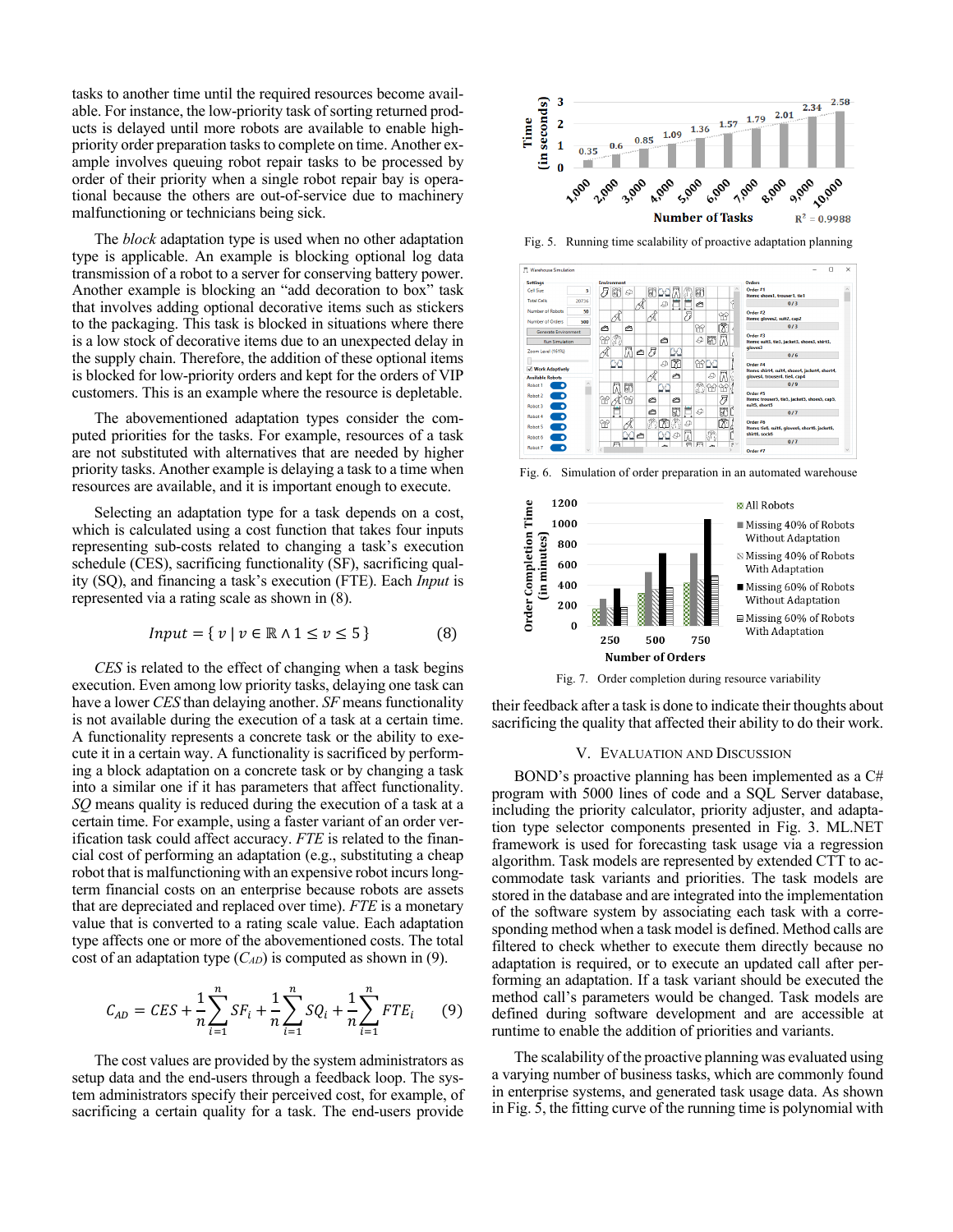tasks to another time until the required resources become available. For instance, the low-priority task of sorting returned products is delayed until more robots are available to enable high-priority order preparation tasks to complete on time. Another example involves queuing robot repair tasks to be processed by order of their priority when a single robot repair bay is operational because the others are out-of-service due to machinery malfunctioning or technicians being sick.

The *block* adaptation type is used when no other adaptation type is applicable. An example is blocking optional log data transmission of a robot to a server for conserving battery power. Another example is blocking an "add decoration to box" task that involves adding optional decorative items such as stickers to the packaging. This task is blocked in situations where there is a low stock of decorative items due to an unexpected delay in the supply chain. Therefore, the addition of these optional items is blocked for low-priority orders and kept for the orders of VIP customers. This is an example where the resource is depletable.

The abovementioned adaptation types consider the computed priorities for the tasks. For example, resources of a task are not substituted with alternatives that are needed by higher priority tasks. Another example is delaying a task to a time when resources are available, and it is important enough to execute.

Selecting an adaptation type for a task depends on a cost, which is calculated using a cost function that takes four inputs representing sub-costs related to changing a task's execution schedule (CES), sacrificing functionality (SF), sacrificing quality (SQ), and financing a task's execution (FTE). Each *Input* is represented via a rating scale as shown in (8).

$$Input = \{\, v \mid v \in \mathbb{R} \wedge 1 \leq v \leq 5 \,\} \qquad (8)$$

*CES* is related to the effect of changing when a task begins execution. Even among low priority tasks, delaying one task can have a lower *CES* than delaying another. *SF* means functionality is not available during the execution of a task at a certain time. A functionality represents a concrete task or the ability to execute it in a certain way. A functionality is sacrificed by performing a block adaptation on a concrete task or by changing a task into a similar one if it has parameters that affect functionality. *SQ* means quality is reduced during the execution of a task at a certain time. For example, using a faster variant of an order verification task could affect accuracy. *FTE* is related to the financial cost of performing an adaptation (e.g., substituting a cheap robot that is malfunctioning with an expensive robot incurs long-term financial costs on an enterprise because robots are assets that are depreciated and replaced over time). *FTE* is a monetary value that is converted to a rating scale value. Each adaptation type affects one or more of the abovementioned costs. The total cost of an adaptation type ($C_{AD}$) is computed as shown in (9).

$$C_{AD} = CES + \frac{1}{n}\sum_{i=1}^{n} SF_i + \frac{1}{n}\sum_{i=1}^{n} SQ_i + \frac{1}{n}\sum_{i=1}^{n} FTE_i \qquad (9)$$

The cost values are provided by the system administrators as setup data and the end-users through a feedback loop. The system administrators specify their perceived cost, for example, of sacrificing a certain quality for a task. The end-users provide their feedback after a task is done to indicate their thoughts about sacrificing the quality that affected their ability to do their work.

Fig. 5. Running time scalability of proactive adaptation planning

Fig. 6. Simulation of order preparation in an automated warehouse

Fig. 7. Order completion during resource variability

## V. Evaluation and Discussion

BOND's proactive planning has been implemented as a C# program with 5000 lines of code and a SQL Server database, including the priority calculator, priority adjuster, and adaptation type selector components presented in Fig. 3. ML.NET framework is used for forecasting task usage via a regression algorithm. Task models are represented by extended CTT to accommodate task variants and priorities. The task models are stored in the database and are integrated into the implementation of the software system by associating each task with a corresponding method when a task model is defined. Method calls are filtered to check whether to execute them directly because no adaptation is required, or to execute an updated call after performing an adaptation. If a task variant should be executed the method call's parameters would be changed. Task models are defined during software development and are accessible at runtime to enable the addition of priorities and variants.

The scalability of the proactive planning was evaluated using a varying number of business tasks, which are commonly found in enterprise systems, and generated task usage data. As shown in Fig. 5, the fitting curve of the running time is polynomial with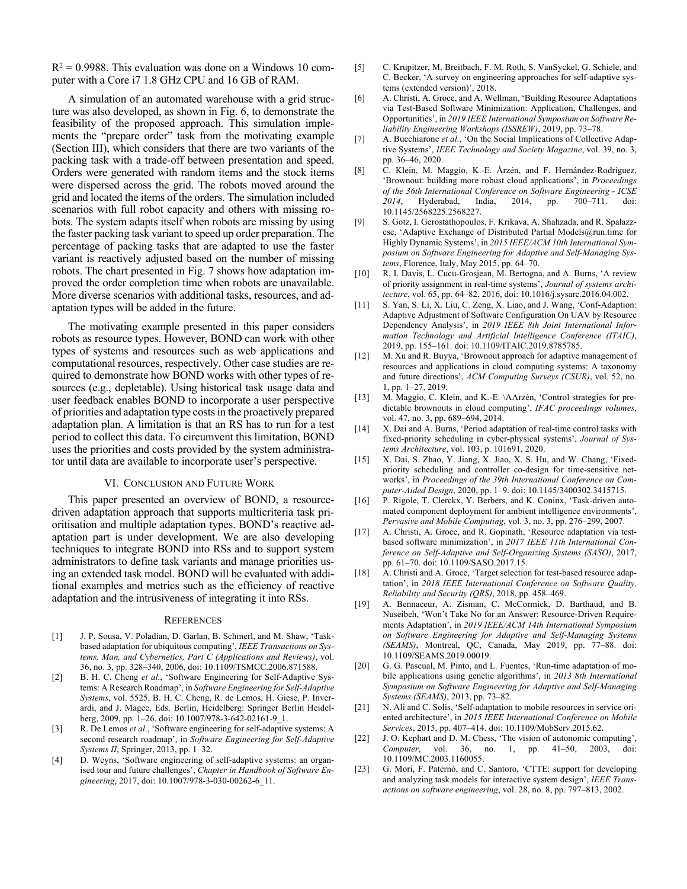$R^2 = 0.9988$. This evaluation was done on a Windows 10 computer with a Core i7 1.8 GHz CPU and 16 GB of RAM.

A simulation of an automated warehouse with a grid structure was also developed, as shown in Fig. 6, to demonstrate the feasibility of the proposed approach. This simulation implements the "prepare order" task from the motivating example (Section III), which considers that there are two variants of the packing task with a trade-off between presentation and speed. Orders were generated with random items and the stock items were dispersed across the grid. The robots moved around the grid and located the items of the orders. The simulation included scenarios with full robot capacity and others with missing robots. The system adapts itself when robots are missing by using the faster packing task variant to speed up order preparation. The percentage of packing tasks that are adapted to use the faster variant is reactively adjusted based on the number of missing robots. The chart presented in Fig. 7 shows how adaptation improved the order completion time when robots are unavailable. More diverse scenarios with additional tasks, resources, and adaptation types will be added in the future.

The motivating example presented in this paper considers robots as resource types. However, BOND can work with other types of systems and resources such as web applications and computational resources, respectively. Other case studies are required to demonstrate how BOND works with other types of resources (e.g., depletable). Using historical task usage data and user feedback enables BOND to incorporate a user perspective of priorities and adaptation type costs in the proactively prepared adaptation plan. A limitation is that an RS has to run for a test period to collect this data. To circumvent this limitation, BOND uses the priorities and costs provided by the system administrator until data are available to incorporate user's perspective.

## VI. Conclusion and Future Work

This paper presented an overview of BOND, a resource-driven adaptation approach that supports multicriteria task prioritisation and multiple adaptation types. BOND's reactive adaptation part is under development. We are also developing techniques to integrate BOND into RSs and to support system administrators to define task variants and manage priorities using an extended task model. BOND will be evaluated with additional examples and metrics such as the efficiency of reactive adaptation and the intrusiveness of integrating it into RSs.

## References

[1] J. P. Sousa, V. Poladian, D. Garlan, B. Schmerl, and M. Shaw, 'Task-based adaptation for ubiquitous computing', *IEEE Transactions on Systems, Man, and Cybernetics, Part C (Applications and Reviews)*, vol. 36, no. 3, pp. 328–340, 2006, doi: 10.1109/TSMCC.2006.871588.

[2] B. H. C. Cheng *et al.*, 'Software Engineering for Self-Adaptive Systems: A Research Roadmap', in *Software Engineering for Self-Adaptive Systems*, vol. 5525, B. H. C. Cheng, R. de Lemos, H. Giese, P. Inverardi, and J. Magee, Eds. Berlin, Heidelberg: Springer Berlin Heidelberg, 2009, pp. 1–26. doi: 10.1007/978-3-642-02161-9_1.

[3] R. De Lemos *et al.*, 'Software engineering for self-adaptive systems: A second research roadmap', in *Software Engineering for Self-Adaptive Systems II*, Springer, 2013, pp. 1–32.

[4] D. Weyns, 'Software engineering of self-adaptive systems: an organised tour and future challenges', *Chapter in Handbook of Software Engineering*, 2017, doi: 10.1007/978-3-030-00262-6_11.

[5] C. Krupitzer, M. Breitbach, F. M. Roth, S. VanSyckel, G. Schiele, and C. Becker, 'A survey on engineering approaches for self-adaptive systems (extended version)', 2018.

[6] A. Christi, A. Groce, and A. Wellman, 'Building Resource Adaptations via Test-Based Software Minimization: Application, Challenges, and Opportunities', in *2019 IEEE International Symposium on Software Reliability Engineering Workshops (ISSREW)*, 2019, pp. 73–78.

[7] A. Bucchiarone *et al.*, 'On the Social Implications of Collective Adaptive Systems', *IEEE Technology and Society Magazine*, vol. 39, no. 3, pp. 36–46, 2020.

[8] C. Klein, M. Maggio, K.-E. Årzén, and F. Hernández-Rodriguez, 'Brownout: building more robust cloud applications', in *Proceedings of the 36th International Conference on Software Engineering - ICSE 2014*, Hyderabad, India, 2014, pp. 700–711. doi: 10.1145/2568225.2568227.

[9] S. Gotz, I. Gerostathopoulos, F. Krikava, A. Shahzada, and R. Spalazzese, 'Adaptive Exchange of Distributed Partial Models@run.time for Highly Dynamic Systems', in *2015 IEEE/ACM 10th International Symposium on Software Engineering for Adaptive and Self-Managing Systems*, Florence, Italy, May 2015, pp. 64–70.

[10] R. I. Davis, L. Cucu-Grosjean, M. Bertogna, and A. Burns, 'A review of priority assignment in real-time systems', *Journal of systems architecture*, vol. 65, pp. 64–82, 2016, doi: 10.1016/j.sysarc.2016.04.002.

[11] S. Yan, S. Li, X. Liu, C. Zeng, X. Liao, and J. Wang, 'Conf-Adaption: Adaptive Adjustment of Software Configuration On UAV by Resource Dependency Analysis', in *2019 IEEE 8th Joint International Information Technology and Artificial Intelligence Conference (ITAIC)*, 2019, pp. 155–161. doi: 10.1109/ITAIC.2019.8785785.

[12] M. Xu and R. Buyya, 'Brownout approach for adaptive management of resources and applications in cloud computing systems: A taxonomy and future directions', *ACM Computing Surveys (CSUR)*, vol. 52, no. 1, pp. 1–27, 2019.

[13] M. Maggio, C. Klein, and K.-E. \AArzén, 'Control strategies for predictable brownouts in cloud computing', *IFAC proceedings volumes*, vol. 47, no. 3, pp. 689–694, 2014.

[14] X. Dai and A. Burns, 'Period adaptation of real-time control tasks with fixed-priority scheduling in cyber-physical systems', *Journal of Systems Architecture*, vol. 103, p. 101691, 2020.

[15] X. Dai, S. Zhao, Y. Jiang, X. Jiao, X. S. Hu, and W. Chang, 'Fixed-priority scheduling and controller co-design for time-sensitive networks', in *Proceedings of the 39th International Conference on Computer-Aided Design*, 2020, pp. 1–9. doi: 10.1145/3400302.3415715.

[16] P. Rigole, T. Clerckx, Y. Berbers, and K. Coninx, 'Task-driven automated component deployment for ambient intelligence environments', *Pervasive and Mobile Computing*, vol. 3, no. 3, pp. 276–299, 2007.

[17] A. Christi, A. Groce, and R. Gopinath, 'Resource adaptation via test-based software minimization', in *2017 IEEE 11th International Conference on Self-Adaptive and Self-Organizing Systems (SASO)*, 2017, pp. 61–70. doi: 10.1109/SASO.2017.15.

[18] A. Christi and A. Groce, 'Target selection for test-based resource adaptation', in *2018 IEEE International Conference on Software Quality, Reliability and Security (QRS)*, 2018, pp. 458–469.

[19] A. Bennaceur, A. Zisman, C. McCormick, D. Barthaud, and B. Nuseibeh, 'Won't Take No for an Answer: Resource-Driven Requirements Adaptation', in *2019 IEEE/ACM 14th International Symposium on Software Engineering for Adaptive and Self-Managing Systems (SEAMS)*, Montreal, QC, Canada, May 2019, pp. 77–88. doi: 10.1109/SEAMS.2019.00019.

[20] G. G. Pascual, M. Pinto, and L. Fuentes, 'Run-time adaptation of mobile applications using genetic algorithms', in *2013 8th International Symposium on Software Engineering for Adaptive and Self-Managing Systems (SEAMS)*, 2013, pp. 73–82.

[21] N. Ali and C. Solis, 'Self-adaptation to mobile resources in service oriented architecture', in *2015 IEEE International Conference on Mobile Services*, 2015, pp. 407–414. doi: 10.1109/MobServ.2015.62.

[22] J. O. Kephart and D. M. Chess, 'The vision of autonomic computing', *Computer*, vol. 36, no. 1, pp. 41–50, 2003, doi: 10.1109/MC.2003.1160055.

[23] G. Mori, F. Paternò, and C. Santoro, 'CTTE: support for developing and analyzing task models for interactive system design', *IEEE Transactions on software engineering*, vol. 28, no. 8, pp. 797–813, 2002.